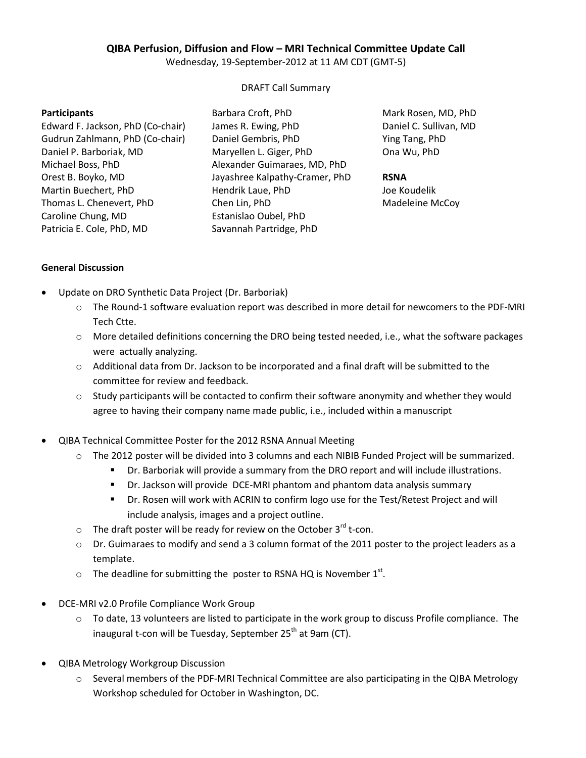**QIBA Perfusion, Diffusion and Flow – MRI Technical Committee Update Call**

Wednesday, 19-September-2012 at 11 AM CDT (GMT-5)

DRAFT Call Summary

**Participants**

Edward F. Jackson, PhD (Co-chair)
Gudrun Zahlmann, PhD (Co-chair)
Daniel P. Barboriak, MD
Michael Boss, PhD
Orest B. Boyko, MD
Martin Buechert, PhD
Thomas L. Chenevert, PhD
Caroline Chung, MD
Patricia E. Cole, PhD, MD
Barbara Croft, PhD
James R. Ewing, PhD
Daniel Gembris, PhD
Maryellen L. Giger, PhD
Alexander Guimaraes, MD, PhD
Jayashree Kalpathy-Cramer, PhD
Hendrik Laue, PhD
Chen Lin, PhD
Estanislao Oubel, PhD
Savannah Partridge, PhD
Mark Rosen, MD, PhD
Daniel C. Sullivan, MD
Ying Tang, PhD
Ona Wu, PhD

**RSNA**

Joe Koudelik
Madeleine McCoy

**General Discussion**

- Update on DRO Synthetic Data Project (Dr. Barboriak)
  - The Round-1 software evaluation report was described in more detail for newcomers to the PDF-MRI Tech Ctte.
  - More detailed definitions concerning the DRO being tested needed, i.e., what the software packages were actually analyzing.
  - Additional data from Dr. Jackson to be incorporated and a final draft will be submitted to the committee for review and feedback.
  - Study participants will be contacted to confirm their software anonymity and whether they would agree to having their company name made public, i.e., included within a manuscript
- QIBA Technical Committee Poster for the 2012 RSNA Annual Meeting
  - The 2012 poster will be divided into 3 columns and each NIBIB Funded Project will be summarized.
    - Dr. Barboriak will provide a summary from the DRO report and will include illustrations.
    - Dr. Jackson will provide DCE-MRI phantom and phantom data analysis summary
    - Dr. Rosen will work with ACRIN to confirm logo use for the Test/Retest Project and will include analysis, images and a project outline.
  - The draft poster will be ready for review on the October 3rd t-con.
  - Dr. Guimaraes to modify and send a 3 column format of the 2011 poster to the project leaders as a template.
  - The deadline for submitting the poster to RSNA HQ is November 1st.
- DCE-MRI v2.0 Profile Compliance Work Group
  - To date, 13 volunteers are listed to participate in the work group to discuss Profile compliance. The inaugural t-con will be Tuesday, September 25th at 9am (CT).
- QIBA Metrology Workgroup Discussion
  - Several members of the PDF-MRI Technical Committee are also participating in the QIBA Metrology Workshop scheduled for October in Washington, DC.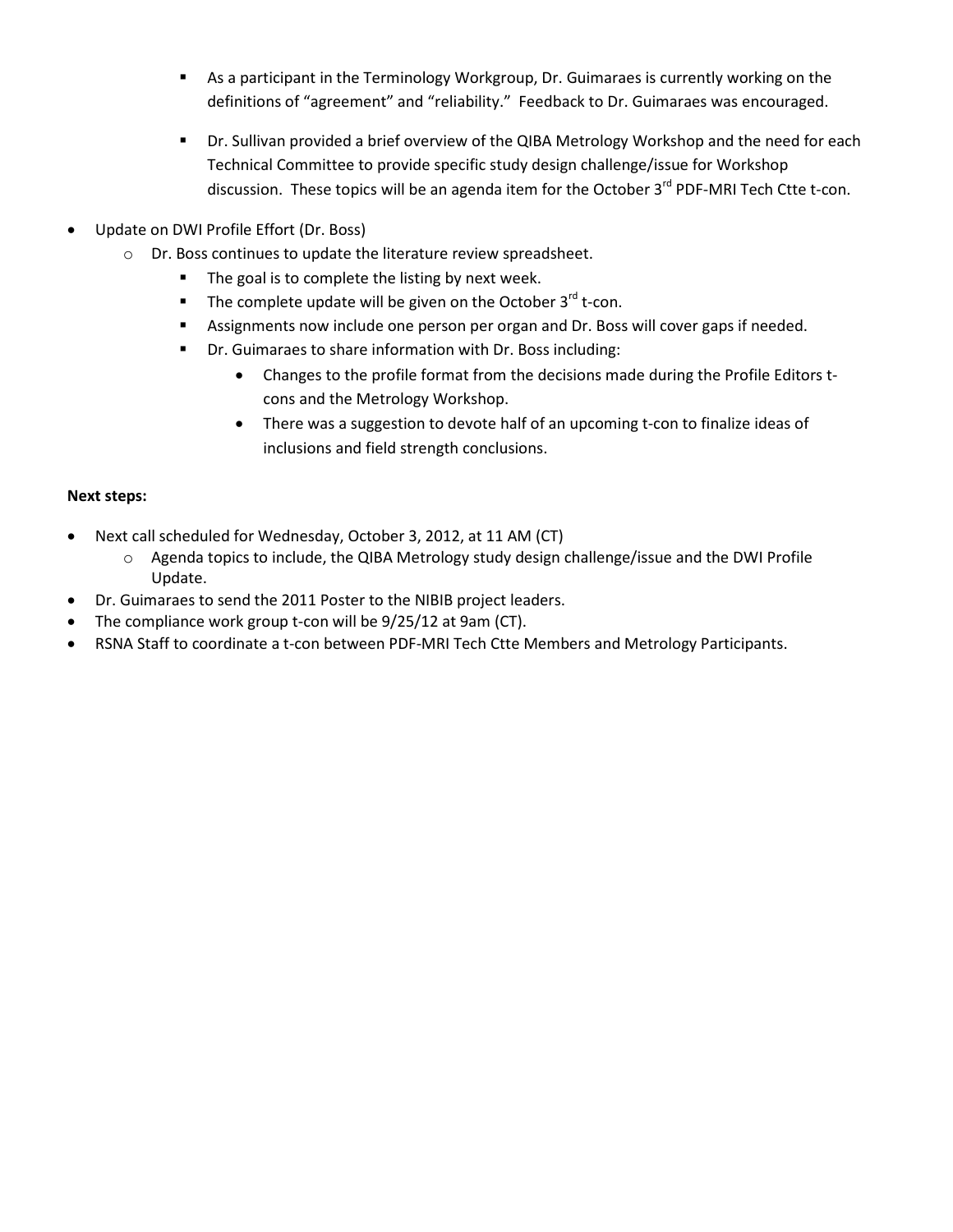- As a participant in the Terminology Workgroup, Dr. Guimaraes is currently working on the definitions of "agreement" and "reliability." Feedback to Dr. Guimaraes was encouraged.
    - Dr. Sullivan provided a brief overview of the QIBA Metrology Workshop and the need for each Technical Committee to provide specific study design challenge/issue for Workshop discussion. These topics will be an agenda item for the October 3rd PDF-MRI Tech Ctte t-con.
- Update on DWI Profile Effort (Dr. Boss)
  - Dr. Boss continues to update the literature review spreadsheet.
    - The goal is to complete the listing by next week.
    - The complete update will be given on the October 3rd t-con.
    - Assignments now include one person per organ and Dr. Boss will cover gaps if needed.
    - Dr. Guimaraes to share information with Dr. Boss including:
      - Changes to the profile format from the decisions made during the Profile Editors t-cons and the Metrology Workshop.
      - There was a suggestion to devote half of an upcoming t-con to finalize ideas of inclusions and field strength conclusions.

**Next steps:**

- Next call scheduled for Wednesday, October 3, 2012, at 11 AM (CT)
  - Agenda topics to include, the QIBA Metrology study design challenge/issue and the DWI Profile Update.
- Dr. Guimaraes to send the 2011 Poster to the NIBIB project leaders.
- The compliance work group t-con will be 9/25/12 at 9am (CT).
- RSNA Staff to coordinate a t-con between PDF-MRI Tech Ctte Members and Metrology Participants.